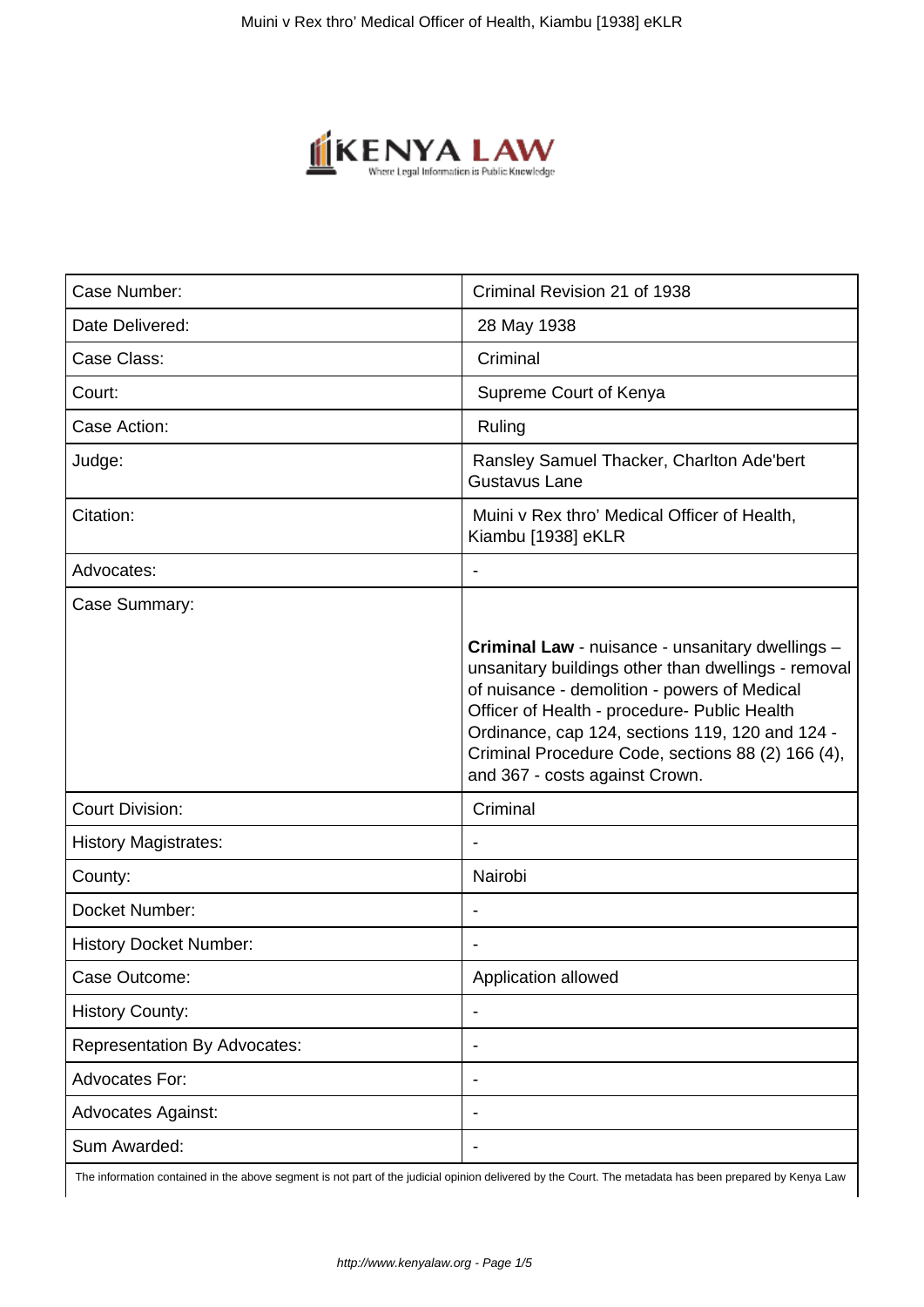| Case Number: | Criminal Revision 21 of 1938 |
| --- | --- |
| Date Delivered: | 28 May 1938 |
| Case Class: | Criminal |
| Court: | Supreme Court of Kenya |
| Case Action: | Ruling |
| Judge: | Ransley Samuel Thacker, Charlton Ade'bert Gustavus Lane |
| Citation: | Muini v Rex thro' Medical Officer of Health, Kiambu [1938] eKLR |
| Advocates: | - |
| Case Summary: | **Criminal Law** - nuisance - unsanitary dwellings – unsanitary buildings other than dwellings - removal of nuisance - demolition - powers of Medical Officer of Health - procedure- Public Health Ordinance, cap 124, sections 119, 120 and 124 - Criminal Procedure Code, sections 88 (2) 166 (4), and 367 - costs against Crown. |
| Court Division: | Criminal |
| History Magistrates: | - |
| County: | Nairobi |
| Docket Number: | - |
| History Docket Number: | - |
| Case Outcome: | Application allowed |
| History County: | - |
| Representation By Advocates: | - |
| Advocates For: | - |
| Advocates Against: | - |
| Sum Awarded: | - |

The information contained in the above segment is not part of the judicial opinion delivered by the Court. The metadata has been prepared by Kenya Law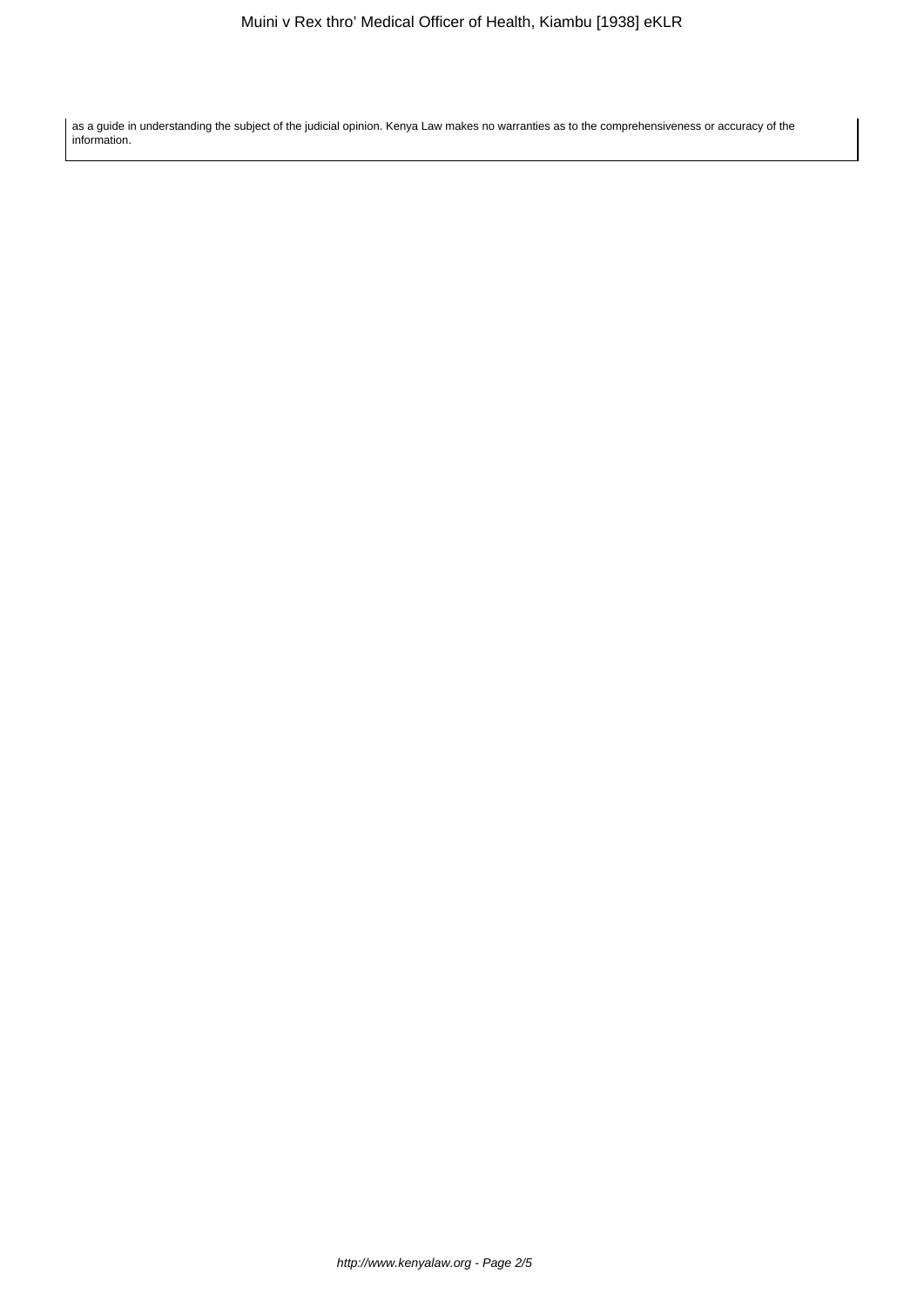as a guide in understanding the subject of the judicial opinion. Kenya Law makes no warranties as to the comprehensiveness or accuracy of the information.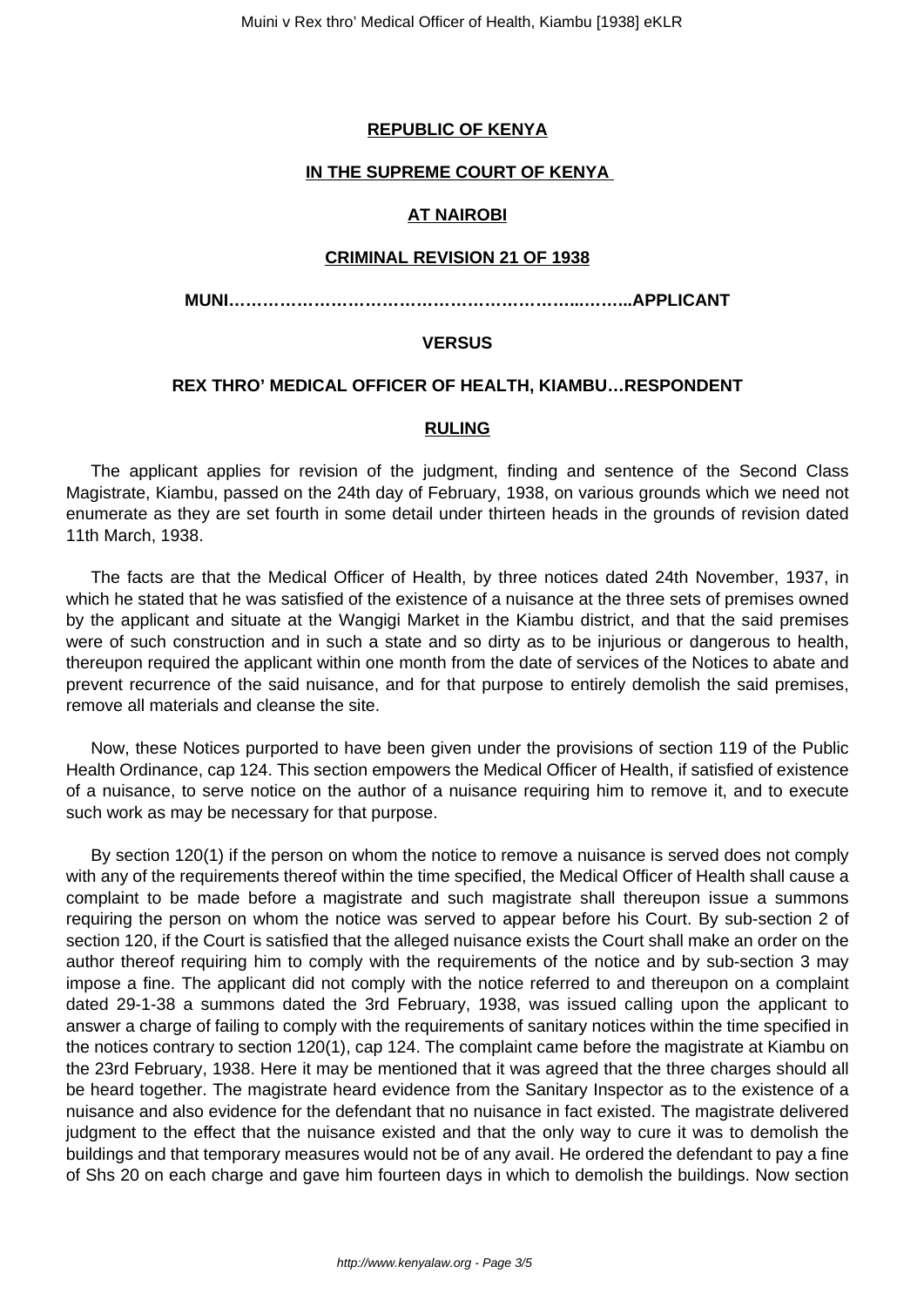**REPUBLIC OF KENYA**

**IN THE SUPREME COURT OF KENYA**

**AT NAIROBI**

**CRIMINAL REVISION 21 OF 1938**

**MUNI……………………………………………………..……..APPLICANT**

**VERSUS**

**REX THRO' MEDICAL OFFICER OF HEALTH, KIAMBU…RESPONDENT**

**RULING**

The applicant applies for revision of the judgment, finding and sentence of the Second Class Magistrate, Kiambu, passed on the 24th day of February, 1938, on various grounds which we need not enumerate as they are set fourth in some detail under thirteen heads in the grounds of revision dated 11th March, 1938.

The facts are that the Medical Officer of Health, by three notices dated 24th November, 1937, in which he stated that he was satisfied of the existence of a nuisance at the three sets of premises owned by the applicant and situate at the Wangigi Market in the Kiambu district, and that the said premises were of such construction and in such a state and so dirty as to be injurious or dangerous to health, thereupon required the applicant within one month from the date of services of the Notices to abate and prevent recurrence of the said nuisance, and for that purpose to entirely demolish the said premises, remove all materials and cleanse the site.

Now, these Notices purported to have been given under the provisions of section 119 of the Public Health Ordinance, cap 124. This section empowers the Medical Officer of Health, if satisfied of existence of a nuisance, to serve notice on the author of a nuisance requiring him to remove it, and to execute such work as may be necessary for that purpose.

By section 120(1) if the person on whom the notice to remove a nuisance is served does not comply with any of the requirements thereof within the time specified, the Medical Officer of Health shall cause a complaint to be made before a magistrate and such magistrate shall thereupon issue a summons requiring the person on whom the notice was served to appear before his Court. By sub-section 2 of section 120, if the Court is satisfied that the alleged nuisance exists the Court shall make an order on the author thereof requiring him to comply with the requirements of the notice and by sub-section 3 may impose a fine. The applicant did not comply with the notice referred to and thereupon on a complaint dated 29-1-38 a summons dated the 3rd February, 1938, was issued calling upon the applicant to answer a charge of failing to comply with the requirements of sanitary notices within the time specified in the notices contrary to section 120(1), cap 124. The complaint came before the magistrate at Kiambu on the 23rd February, 1938. Here it may be mentioned that it was agreed that the three charges should all be heard together. The magistrate heard evidence from the Sanitary Inspector as to the existence of a nuisance and also evidence for the defendant that no nuisance in fact existed. The magistrate delivered judgment to the effect that the nuisance existed and that the only way to cure it was to demolish the buildings and that temporary measures would not be of any avail. He ordered the defendant to pay a fine of Shs 20 on each charge and gave him fourteen days in which to demolish the buildings. Now section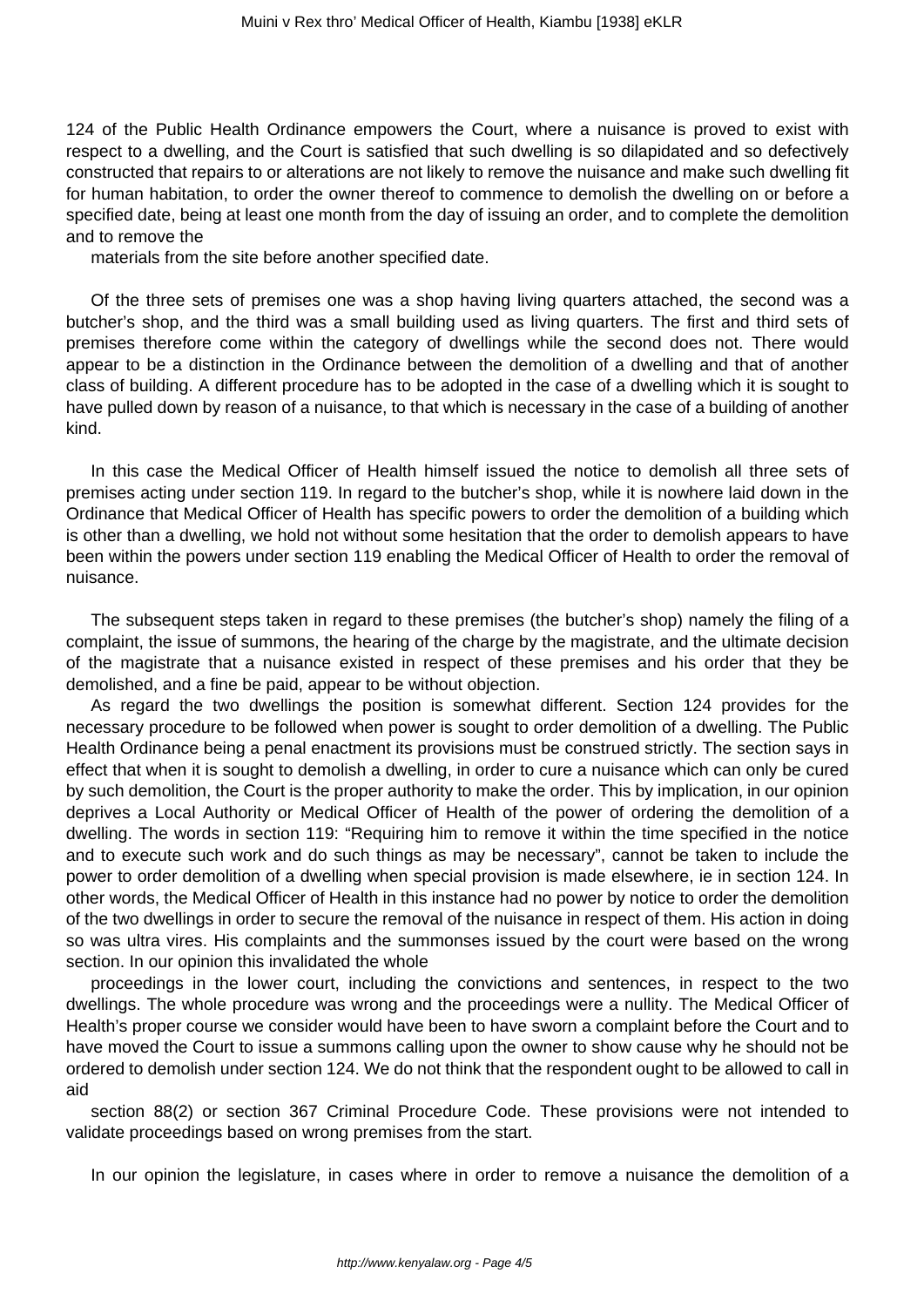124 of the Public Health Ordinance empowers the Court, where a nuisance is proved to exist with respect to a dwelling, and the Court is satisfied that such dwelling is so dilapidated and so defectively constructed that repairs to or alterations are not likely to remove the nuisance and make such dwelling fit for human habitation, to order the owner thereof to commence to demolish the dwelling on or before a specified date, being at least one month from the day of issuing an order, and to complete the demolition and to remove the materials from the site before another specified date.

Of the three sets of premises one was a shop having living quarters attached, the second was a butcher's shop, and the third was a small building used as living quarters. The first and third sets of premises therefore come within the category of dwellings while the second does not. There would appear to be a distinction in the Ordinance between the demolition of a dwelling and that of another class of building. A different procedure has to be adopted in the case of a dwelling which it is sought to have pulled down by reason of a nuisance, to that which is necessary in the case of a building of another kind.

In this case the Medical Officer of Health himself issued the notice to demolish all three sets of premises acting under section 119. In regard to the butcher's shop, while it is nowhere laid down in the Ordinance that Medical Officer of Health has specific powers to order the demolition of a building which is other than a dwelling, we hold not without some hesitation that the order to demolish appears to have been within the powers under section 119 enabling the Medical Officer of Health to order the removal of nuisance.

The subsequent steps taken in regard to these premises (the butcher's shop) namely the filing of a complaint, the issue of summons, the hearing of the charge by the magistrate, and the ultimate decision of the magistrate that a nuisance existed in respect of these premises and his order that they be demolished, and a fine be paid, appear to be without objection.

As regard the two dwellings the position is somewhat different. Section 124 provides for the necessary procedure to be followed when power is sought to order demolition of a dwelling. The Public Health Ordinance being a penal enactment its provisions must be construed strictly. The section says in effect that when it is sought to demolish a dwelling, in order to cure a nuisance which can only be cured by such demolition, the Court is the proper authority to make the order. This by implication, in our opinion deprives a Local Authority or Medical Officer of Health of the power of ordering the demolition of a dwelling. The words in section 119: "Requiring him to remove it within the time specified in the notice and to execute such work and do such things as may be necessary", cannot be taken to include the power to order demolition of a dwelling when special provision is made elsewhere, ie in section 124. In other words, the Medical Officer of Health in this instance had no power by notice to order the demolition of the two dwellings in order to secure the removal of the nuisance in respect of them. His action in doing so was ultra vires. His complaints and the summonses issued by the court were based on the wrong section. In our opinion this invalidated the whole proceedings in the lower court, including the convictions and sentences, in respect to the two dwellings. The whole procedure was wrong and the proceedings were a nullity. The Medical Officer of Health's proper course we consider would have been to have sworn a complaint before the Court and to have moved the Court to issue a summons calling upon the owner to show cause why he should not be ordered to demolish under section 124. We do not think that the respondent ought to be allowed to call in aid section 88(2) or section 367 Criminal Procedure Code. These provisions were not intended to validate proceedings based on wrong premises from the start.

In our opinion the legislature, in cases where in order to remove a nuisance the demolition of a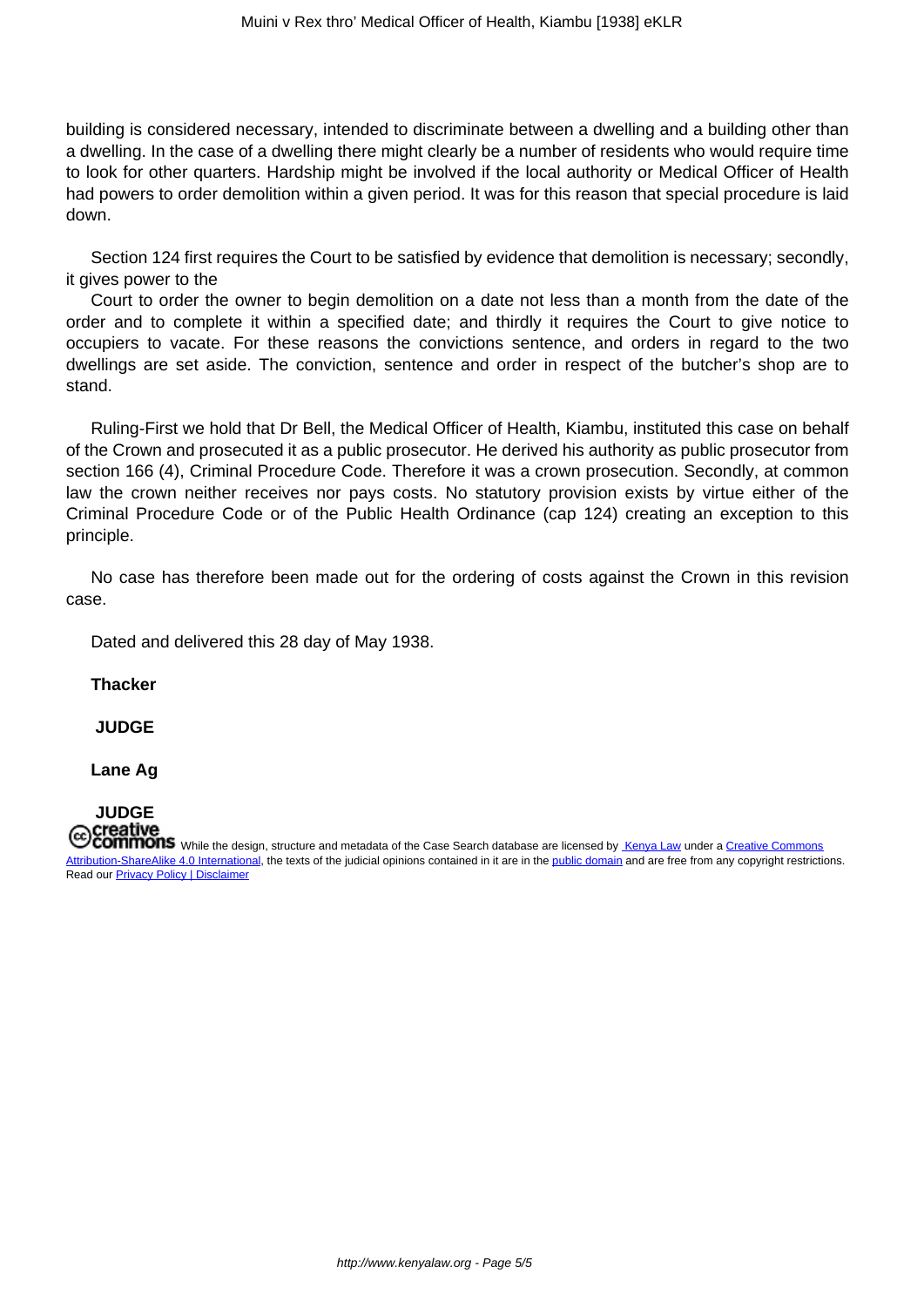building is considered necessary, intended to discriminate between a dwelling and a building other than a dwelling. In the case of a dwelling there might clearly be a number of residents who would require time to look for other quarters. Hardship might be involved if the local authority or Medical Officer of Health had powers to order demolition within a given period. It was for this reason that special procedure is laid down.

Section 124 first requires the Court to be satisfied by evidence that demolition is necessary; secondly, it gives power to the

Court to order the owner to begin demolition on a date not less than a month from the date of the order and to complete it within a specified date; and thirdly it requires the Court to give notice to occupiers to vacate. For these reasons the convictions sentence, and orders in regard to the two dwellings are set aside. The conviction, sentence and order in respect of the butcher's shop are to stand.

Ruling-First we hold that Dr Bell, the Medical Officer of Health, Kiambu, instituted this case on behalf of the Crown and prosecuted it as a public prosecutor. He derived his authority as public prosecutor from section 166 (4), Criminal Procedure Code. Therefore it was a crown prosecution. Secondly, at common law the crown neither receives nor pays costs. No statutory provision exists by virtue either of the Criminal Procedure Code or of the Public Health Ordinance (cap 124) creating an exception to this principle.

No case has therefore been made out for the ordering of costs against the Crown in this revision case.

Dated and delivered this 28 day of May 1938.

**Thacker**

**JUDGE**

**Lane Ag**

**JUDGE**

While the design, structure and metadata of the Case Search database are licensed by Kenya Law under a Creative Commons Attribution-ShareAlike 4.0 International, the texts of the judicial opinions contained in it are in the public domain and are free from any copyright restrictions. Read our Privacy Policy | Disclaimer